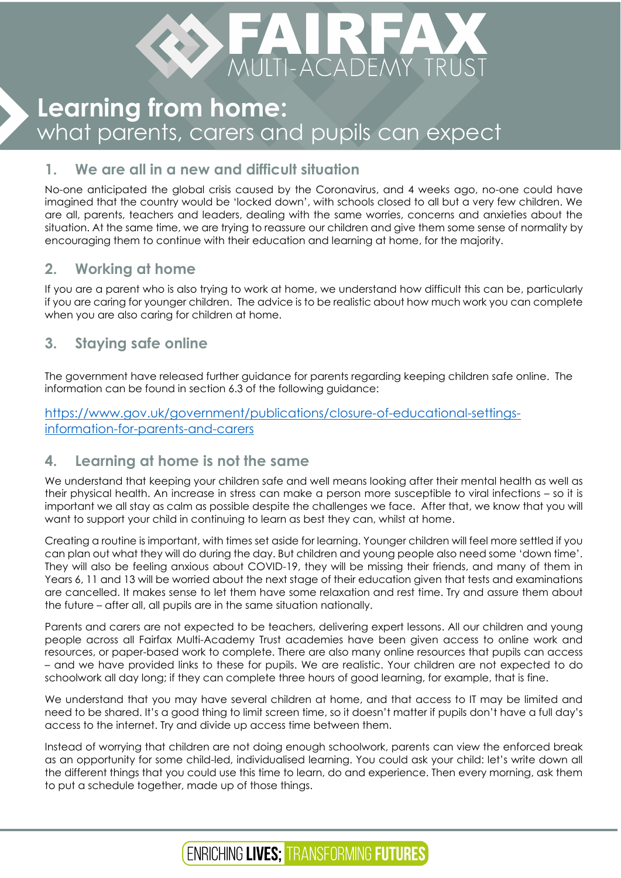# FAIRFAX MULTI-ACADEMY TRUST

# Learning from home: what parents, carers and pupils can expect

## 1. We are all in a new and difficult situation

No-one anticipated the global crisis caused by the Coronavirus, and 4 weeks ago, no-one could have imagined that the country would be 'locked down', with schools closed to all but a very few children. We are all, parents, teachers and leaders, dealing with the same worries, concerns and anxieties about the situation. At the same time, we are trying to reassure our children and give them some sense of normality by encouraging them to continue with their education and learning at home, for the majority.

## 2. Working at home

If you are a parent who is also trying to work at home, we understand how difficult this can be, particularly if you are caring for younger children. The advice is to be realistic about how much work you can complete when you are also caring for children at home.

## 3. Staying safe online

The government have released further guidance for parents regarding keeping children safe online. The information can be found in section 6.3 of the following guidance:

https://www.gov.uk/government/publications/closure-of-educational-settings-information-for-parents-and-carers

## 4. Learning at home is not the same

We understand that keeping your children safe and well means looking after their mental health as well as their physical health. An increase in stress can make a person more susceptible to viral infections – so it is important we all stay as calm as possible despite the challenges we face. After that, we know that you will want to support your child in continuing to learn as best they can, whilst at home.

Creating a routine is important, with times set aside for learning. Younger children will feel more settled if you can plan out what they will do during the day. But children and young people also need some 'down time'. They will also be feeling anxious about COVID-19, they will be missing their friends, and many of them in Years 6, 11 and 13 will be worried about the next stage of their education given that tests and examinations are cancelled. It makes sense to let them have some relaxation and rest time. Try and assure them about the future – after all, all pupils are in the same situation nationally.

Parents and carers are not expected to be teachers, delivering expert lessons. All our children and young people across all Fairfax Multi-Academy Trust academies have been given access to online work and resources, or paper-based work to complete. There are also many online resources that pupils can access – and we have provided links to these for pupils. We are realistic. Your children are not expected to do schoolwork all day long; if they can complete three hours of good learning, for example, that is fine.

We understand that you may have several children at home, and that access to IT may be limited and need to be shared. It's a good thing to limit screen time, so it doesn't matter if pupils don't have a full day's access to the internet. Try and divide up access time between them.

Instead of worrying that children are not doing enough schoolwork, parents can view the enforced break as an opportunity for some child-led, individualised learning. You could ask your child: let's write down all the different things that you could use this time to learn, do and experience. Then every morning, ask them to put a schedule together, made up of those things.

ENRICHING **LIVES;** TRANSFORMING **FUTURES**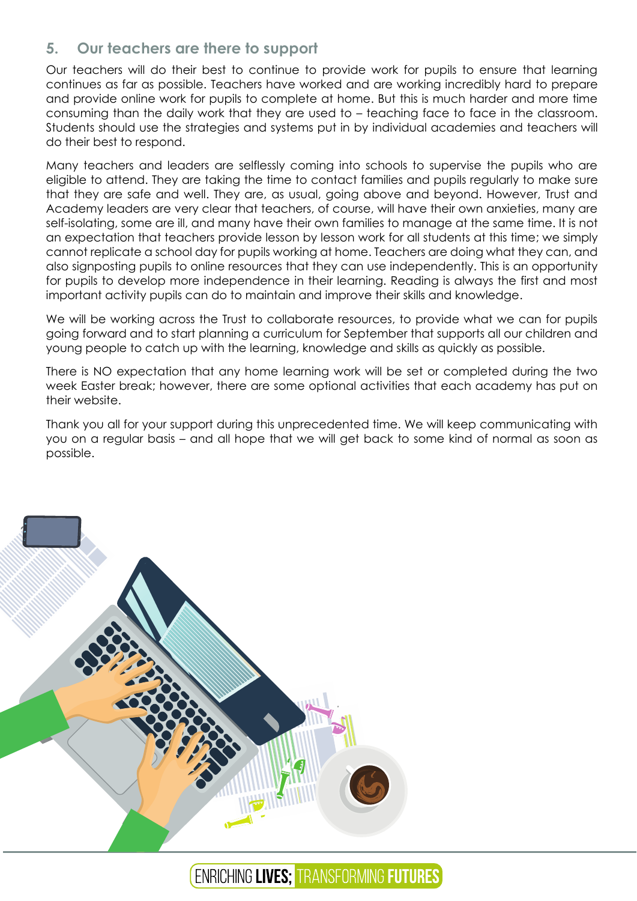## 5. Our teachers are there to support

Our teachers will do their best to continue to provide work for pupils to ensure that learning continues as far as possible. Teachers have worked and are working incredibly hard to prepare and provide online work for pupils to complete at home. But this is much harder and more time consuming than the daily work that they are used to – teaching face to face in the classroom. Students should use the strategies and systems put in by individual academies and teachers will do their best to respond.

Many teachers and leaders are selflessly coming into schools to supervise the pupils who are eligible to attend. They are taking the time to contact families and pupils regularly to make sure that they are safe and well. They are, as usual, going above and beyond. However, Trust and Academy leaders are very clear that teachers, of course, will have their own anxieties, many are self-isolating, some are ill, and many have their own families to manage at the same time. It is not an expectation that teachers provide lesson by lesson work for all students at this time; we simply cannot replicate a school day for pupils working at home. Teachers are doing what they can, and also signposting pupils to online resources that they can use independently. This is an opportunity for pupils to develop more independence in their learning. Reading is always the first and most important activity pupils can do to maintain and improve their skills and knowledge.

We will be working across the Trust to collaborate resources, to provide what we can for pupils going forward and to start planning a curriculum for September that supports all our children and young people to catch up with the learning, knowledge and skills as quickly as possible.

There is NO expectation that any home learning work will be set or completed during the two week Easter break; however, there are some optional activities that each academy has put on their website.

Thank you all for your support during this unprecedented time. We will keep communicating with you on a regular basis – and all hope that we will get back to some kind of normal as soon as possible.

ENRICHING **LIVES;** TRANSFORMING **FUTURES**